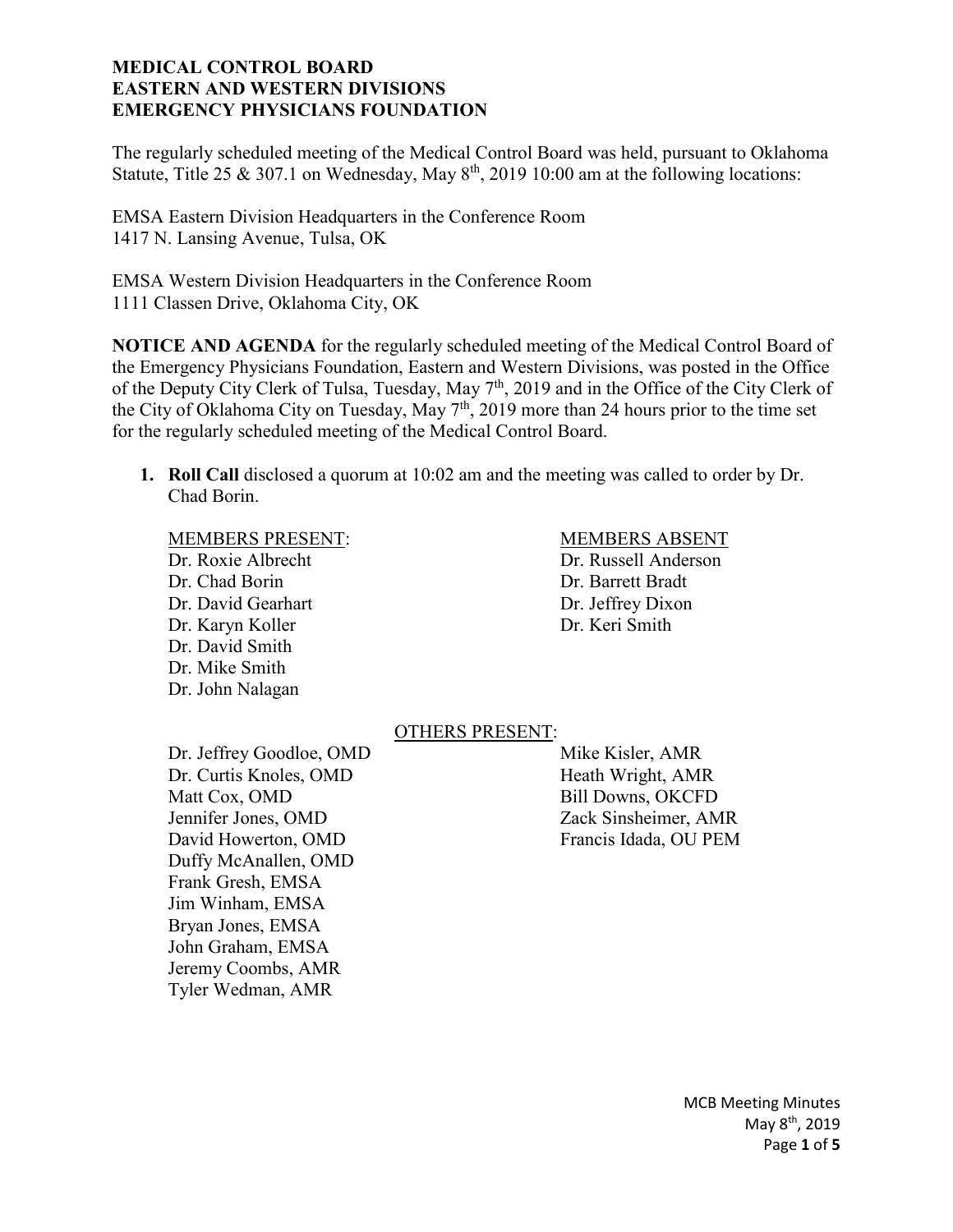**MEDICAL CONTROL BOARD**
**EASTERN AND WESTERN DIVISIONS**
**EMERGENCY PHYSICIANS FOUNDATION**

The regularly scheduled meeting of the Medical Control Board was held, pursuant to Oklahoma Statute, Title 25 & 307.1 on Wednesday, May 8th, 2019 10:00 am at the following locations:

EMSA Eastern Division Headquarters in the Conference Room
1417 N. Lansing Avenue, Tulsa, OK

EMSA Western Division Headquarters in the Conference Room
1111 Classen Drive, Oklahoma City, OK

**NOTICE AND AGENDA** for the regularly scheduled meeting of the Medical Control Board of the Emergency Physicians Foundation, Eastern and Western Divisions, was posted in the Office of the Deputy City Clerk of Tulsa, Tuesday, May 7th, 2019 and in the Office of the City Clerk of the City of Oklahoma City on Tuesday, May 7th, 2019 more than 24 hours prior to the time set for the regularly scheduled meeting of the Medical Control Board.

1. **Roll Call** disclosed a quorum at 10:02 am and the meeting was called to order by Dr. Chad Borin.

MEMBERS PRESENT:
Dr. Roxie Albrecht
Dr. Chad Borin
Dr. David Gearhart
Dr. Karyn Koller
Dr. David Smith
Dr. Mike Smith
Dr. John Nalagan

MEMBERS ABSENT
Dr. Russell Anderson
Dr. Barrett Bradt
Dr. Jeffrey Dixon
Dr. Keri Smith

OTHERS PRESENT:
Dr. Jeffrey Goodloe, OMD
Dr. Curtis Knoles, OMD
Matt Cox, OMD
Jennifer Jones, OMD
David Howerton, OMD
Duffy McAnallen, OMD
Frank Gresh, EMSA
Jim Winham, EMSA
Bryan Jones, EMSA
John Graham, EMSA
Jeremy Coombs, AMR
Tyler Wedman, AMR
Mike Kisler, AMR
Heath Wright, AMR
Bill Downs, OKCFD
Zack Sinsheimer, AMR
Francis Idada, OU PEM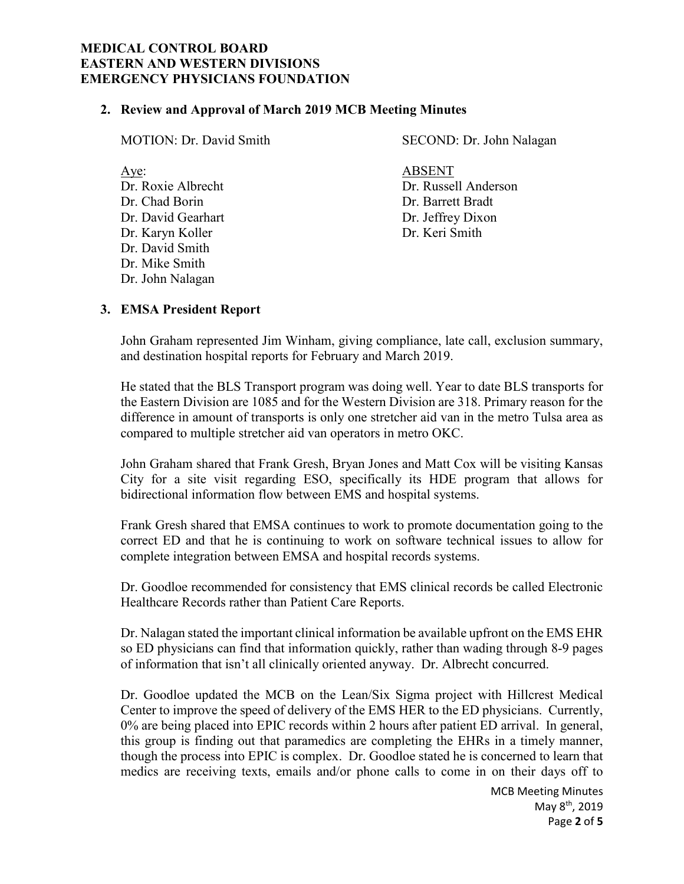**MEDICAL CONTROL BOARD**
**EASTERN AND WESTERN DIVISIONS**
**EMERGENCY PHYSICIANS FOUNDATION**

## 2. Review and Approval of March 2019 MCB Meeting Minutes

MOTION: Dr. David Smith — SECOND: Dr. John Nalagan

| Aye: | ABSENT |
|---|---|
| Dr. Roxie Albrecht | Dr. Russell Anderson |
| Dr. Chad Borin | Dr. Barrett Bradt |
| Dr. David Gearhart | Dr. Jeffrey Dixon |
| Dr. Karyn Koller | Dr. Keri Smith |
| Dr. David Smith | |
| Dr. Mike Smith | |
| Dr. John Nalagan | |

## 3. EMSA President Report

John Graham represented Jim Winham, giving compliance, late call, exclusion summary, and destination hospital reports for February and March 2019.

He stated that the BLS Transport program was doing well. Year to date BLS transports for the Eastern Division are 1085 and for the Western Division are 318. Primary reason for the difference in amount of transports is only one stretcher aid van in the metro Tulsa area as compared to multiple stretcher aid van operators in metro OKC.

John Graham shared that Frank Gresh, Bryan Jones and Matt Cox will be visiting Kansas City for a site visit regarding ESO, specifically its HDE program that allows for bidirectional information flow between EMS and hospital systems.

Frank Gresh shared that EMSA continues to work to promote documentation going to the correct ED and that he is continuing to work on software technical issues to allow for complete integration between EMSA and hospital records systems.

Dr. Goodloe recommended for consistency that EMS clinical records be called Electronic Healthcare Records rather than Patient Care Reports.

Dr. Nalagan stated the important clinical information be available upfront on the EMS EHR so ED physicians can find that information quickly, rather than wading through 8-9 pages of information that isn't all clinically oriented anyway. Dr. Albrecht concurred.

Dr. Goodloe updated the MCB on the Lean/Six Sigma project with Hillcrest Medical Center to improve the speed of delivery of the EMS HER to the ED physicians. Currently, 0% are being placed into EPIC records within 2 hours after patient ED arrival. In general, this group is finding out that paramedics are completing the EHRs in a timely manner, though the process into EPIC is complex. Dr. Goodloe stated he is concerned to learn that medics are receiving texts, emails and/or phone calls to come in on their days off to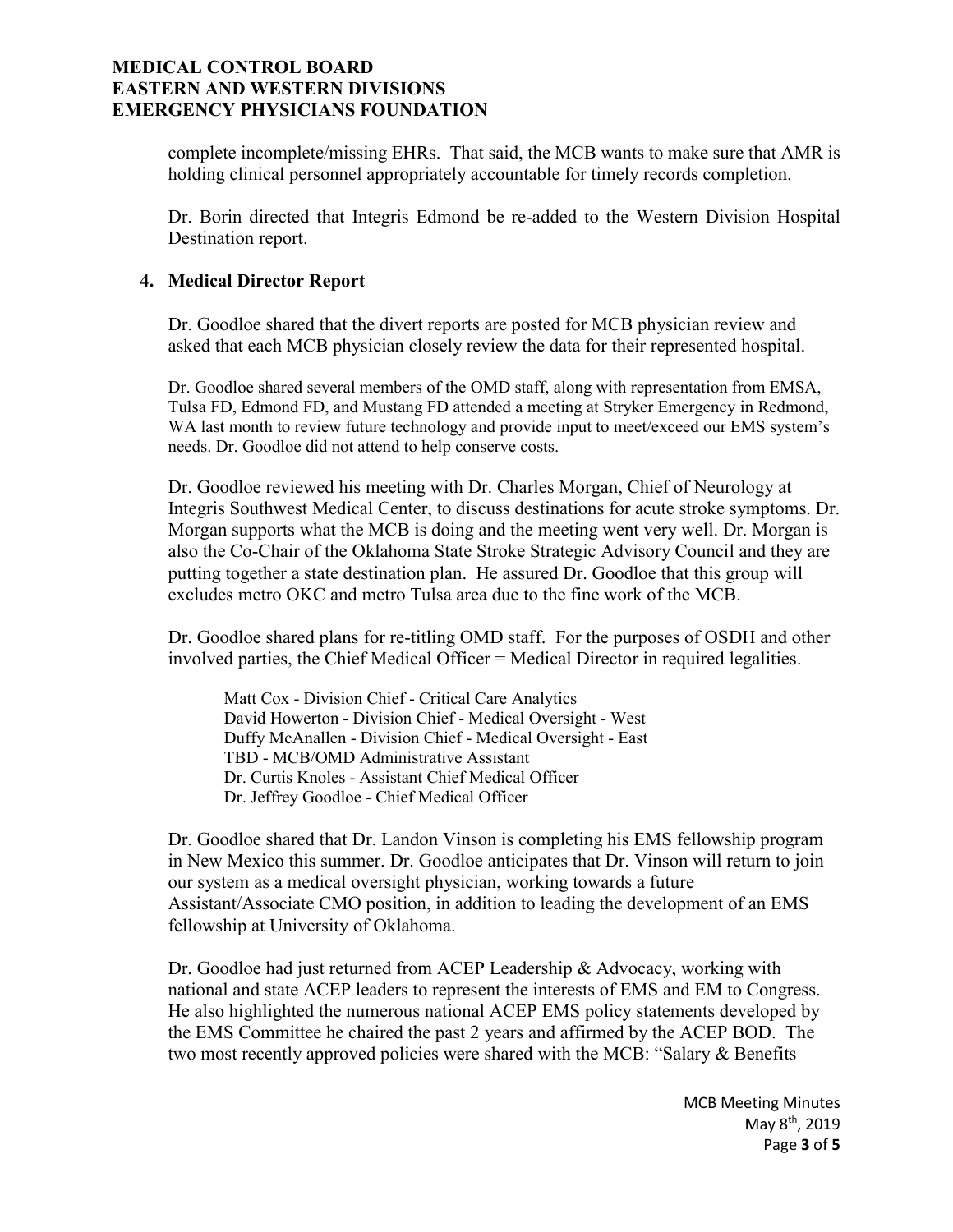complete incomplete/missing EHRs. That said, the MCB wants to make sure that AMR is holding clinical personnel appropriately accountable for timely records completion.

Dr. Borin directed that Integris Edmond be re-added to the Western Division Hospital Destination report.

**4. Medical Director Report**

Dr. Goodloe shared that the divert reports are posted for MCB physician review and asked that each MCB physician closely review the data for their represented hospital.

Dr. Goodloe shared several members of the OMD staff, along with representation from EMSA, Tulsa FD, Edmond FD, and Mustang FD attended a meeting at Stryker Emergency in Redmond, WA last month to review future technology and provide input to meet/exceed our EMS system's needs. Dr. Goodloe did not attend to help conserve costs.

Dr. Goodloe reviewed his meeting with Dr. Charles Morgan, Chief of Neurology at Integris Southwest Medical Center, to discuss destinations for acute stroke symptoms. Dr. Morgan supports what the MCB is doing and the meeting went very well. Dr. Morgan is also the Co-Chair of the Oklahoma State Stroke Strategic Advisory Council and they are putting together a state destination plan. He assured Dr. Goodloe that this group will excludes metro OKC and metro Tulsa area due to the fine work of the MCB.

Dr. Goodloe shared plans for re-titling OMD staff. For the purposes of OSDH and other involved parties, the Chief Medical Officer = Medical Director in required legalities.

Matt Cox - Division Chief - Critical Care Analytics
David Howerton - Division Chief - Medical Oversight - West
Duffy McAnallen - Division Chief - Medical Oversight - East
TBD - MCB/OMD Administrative Assistant
Dr. Curtis Knoles - Assistant Chief Medical Officer
Dr. Jeffrey Goodloe - Chief Medical Officer

Dr. Goodloe shared that Dr. Landon Vinson is completing his EMS fellowship program in New Mexico this summer. Dr. Goodloe anticipates that Dr. Vinson will return to join our system as a medical oversight physician, working towards a future Assistant/Associate CMO position, in addition to leading the development of an EMS fellowship at University of Oklahoma.

Dr. Goodloe had just returned from ACEP Leadership & Advocacy, working with national and state ACEP leaders to represent the interests of EMS and EM to Congress. He also highlighted the numerous national ACEP EMS policy statements developed by the EMS Committee he chaired the past 2 years and affirmed by the ACEP BOD. The two most recently approved policies were shared with the MCB: "Salary & Benefits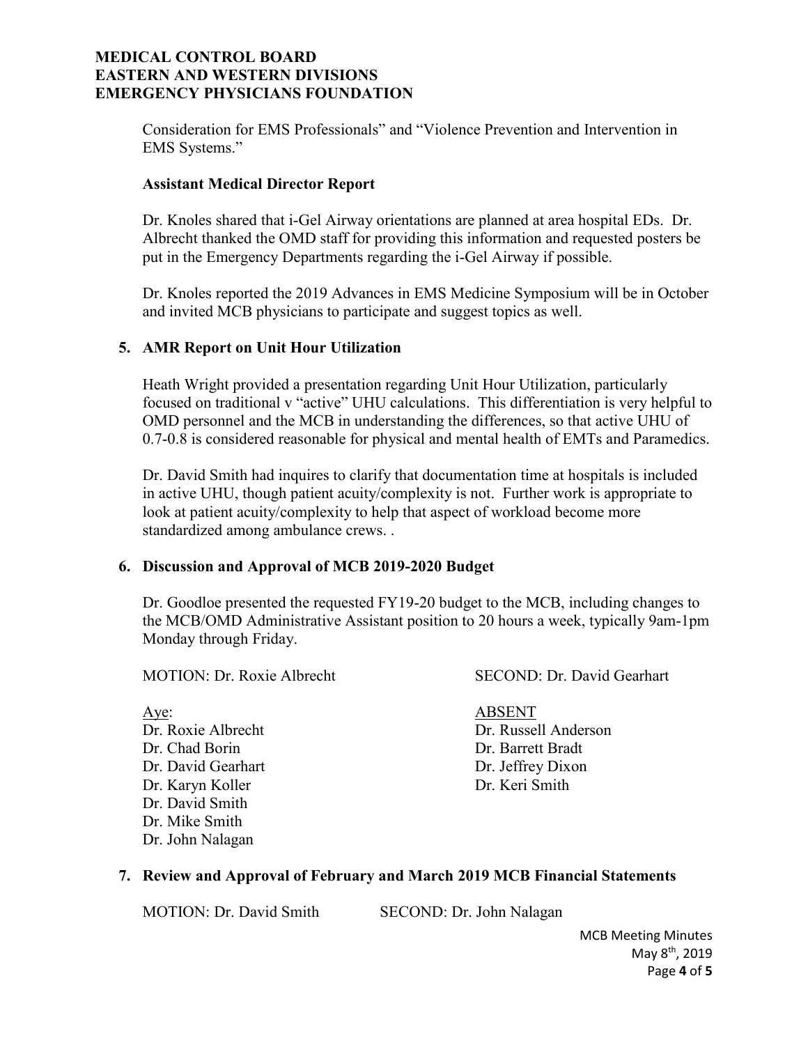Consideration for EMS Professionals" and "Violence Prevention and Intervention in EMS Systems."

**Assistant Medical Director Report**

Dr. Knoles shared that i-Gel Airway orientations are planned at area hospital EDs. Dr. Albrecht thanked the OMD staff for providing this information and requested posters be put in the Emergency Departments regarding the i-Gel Airway if possible.

Dr. Knoles reported the 2019 Advances in EMS Medicine Symposium will be in October and invited MCB physicians to participate and suggest topics as well.

## 5. AMR Report on Unit Hour Utilization

Heath Wright provided a presentation regarding Unit Hour Utilization, particularly focused on traditional v "active" UHU calculations. This differentiation is very helpful to OMD personnel and the MCB in understanding the differences, so that active UHU of 0.7-0.8 is considered reasonable for physical and mental health of EMTs and Paramedics.

Dr. David Smith had inquires to clarify that documentation time at hospitals is included in active UHU, though patient acuity/complexity is not. Further work is appropriate to look at patient acuity/complexity to help that aspect of workload become more standardized among ambulance crews. .

## 6. Discussion and Approval of MCB 2019-2020 Budget

Dr. Goodloe presented the requested FY19-20 budget to the MCB, including changes to the MCB/OMD Administrative Assistant position to 20 hours a week, typically 9am-1pm Monday through Friday.

MOTION: Dr. Roxie Albrecht SECOND: Dr. David Gearhart

| Aye: | ABSENT |
|---|---|
| Dr. Roxie Albrecht | Dr. Russell Anderson |
| Dr. Chad Borin | Dr. Barrett Bradt |
| Dr. David Gearhart | Dr. Jeffrey Dixon |
| Dr. Karyn Koller | Dr. Keri Smith |
| Dr. David Smith | |
| Dr. Mike Smith | |
| Dr. John Nalagan | |

## 7. Review and Approval of February and March 2019 MCB Financial Statements

MOTION: Dr. David Smith SECOND: Dr. John Nalagan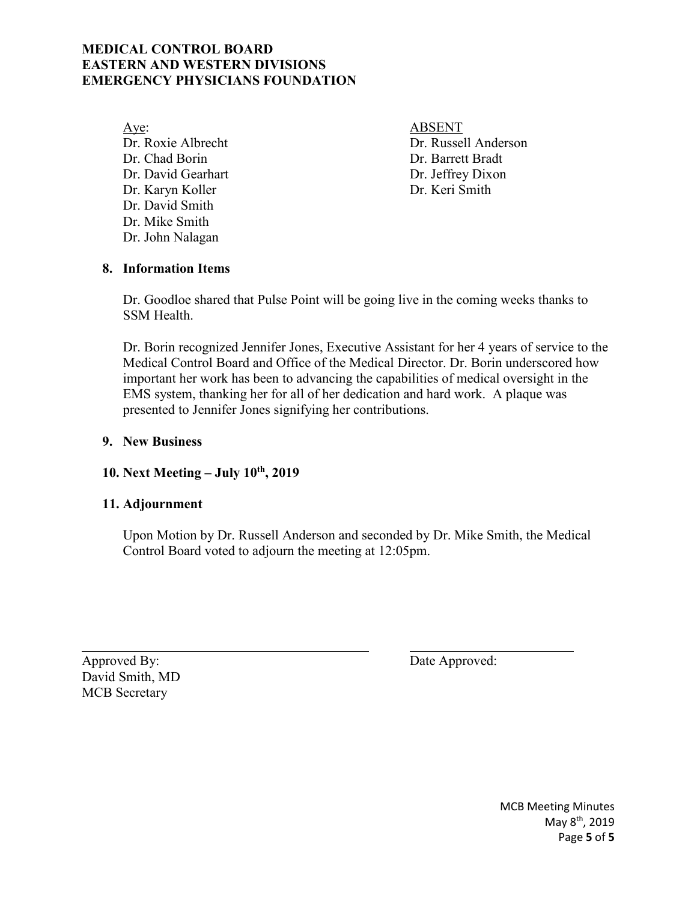Aye:
Dr. Roxie Albrecht
Dr. Chad Borin
Dr. David Gearhart
Dr. Karyn Koller
Dr. David Smith
Dr. Mike Smith
Dr. John Nalagan

ABSENT
Dr. Russell Anderson
Dr. Barrett Bradt
Dr. Jeffrey Dixon
Dr. Keri Smith

**8. Information Items**

Dr. Goodloe shared that Pulse Point will be going live in the coming weeks thanks to SSM Health.

Dr. Borin recognized Jennifer Jones, Executive Assistant for her 4 years of service to the Medical Control Board and Office of the Medical Director. Dr. Borin underscored how important her work has been to advancing the capabilities of medical oversight in the EMS system, thanking her for all of her dedication and hard work. A plaque was presented to Jennifer Jones signifying her contributions.

**9. New Business**

**10. Next Meeting – July 10th, 2019**

**11. Adjournment**

Upon Motion by Dr. Russell Anderson and seconded by Dr. Mike Smith, the Medical Control Board voted to adjourn the meeting at 12:05pm.

Approved By:
David Smith, MD
MCB Secretary

Date Approved: